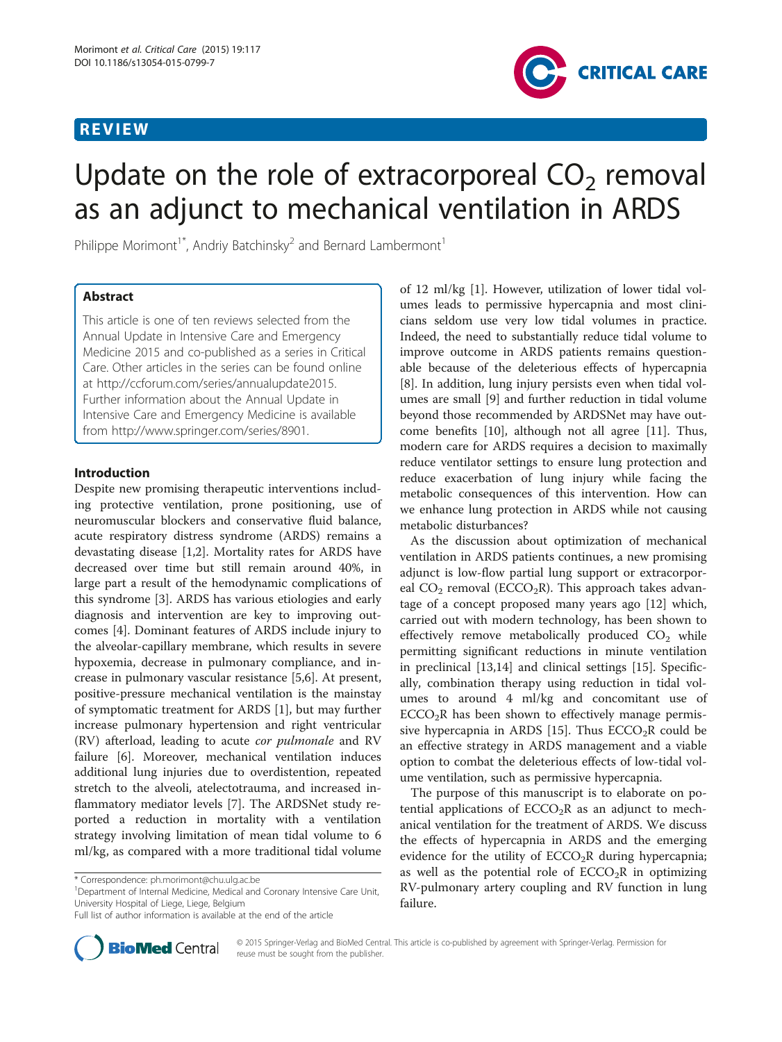REVIEW

# Update on the role of extracorporeal $CO_2$ removal as an adjunct to mechanical ventilation in ARDS

Philippe Morimont[1*], Andriy Batchinsky[2] and Bernard Lambermont[1]

## Abstract

This article is one of ten reviews selected from the Annual Update in Intensive Care and Emergency Medicine 2015 and co-published as a series in Critical Care. Other articles in the series can be found online at http://ccforum.com/series/annualupdate2015. Further information about the Annual Update in Intensive Care and Emergency Medicine is available from http://www.springer.com/series/8901.

## Introduction

Despite new promising therapeutic interventions including protective ventilation, prone positioning, use of neuromuscular blockers and conservative fluid balance, acute respiratory distress syndrome (ARDS) remains a devastating disease [1,2]. Mortality rates for ARDS have decreased over time but still remain around 40%, in large part a result of the hemodynamic complications of this syndrome [3]. ARDS has various etiologies and early diagnosis and intervention are key to improving outcomes [4]. Dominant features of ARDS include injury to the alveolar-capillary membrane, which results in severe hypoxemia, decrease in pulmonary compliance, and increase in pulmonary vascular resistance [5,6]. At present, positive-pressure mechanical ventilation is the mainstay of symptomatic treatment for ARDS [1], but may further increase pulmonary hypertension and right ventricular (RV) afterload, leading to acute *cor pulmonale* and RV failure [6]. Moreover, mechanical ventilation induces additional lung injuries due to overdistention, repeated stretch to the alveoli, atelectotrauma, and increased inflammatory mediator levels [7]. The ARDSNet study reported a reduction in mortality with a ventilation strategy involving limitation of mean tidal volume to 6 ml/kg, as compared with a more traditional tidal volume of 12 ml/kg [1]. However, utilization of lower tidal volumes leads to permissive hypercapnia and most clinicians seldom use very low tidal volumes in practice. Indeed, the need to substantially reduce tidal volume to improve outcome in ARDS patients remains questionable because of the deleterious effects of hypercapnia [8]. In addition, lung injury persists even when tidal volumes are small [9] and further reduction in tidal volume beyond those recommended by ARDSNet may have outcome benefits [10], although not all agree [11]. Thus, modern care for ARDS requires a decision to maximally reduce ventilator settings to ensure lung protection and reduce exacerbation of lung injury while facing the metabolic consequences of this intervention. How can we enhance lung protection in ARDS while not causing metabolic disturbances?

As the discussion about optimization of mechanical ventilation in ARDS patients continues, a new promising adjunct is low-flow partial lung support or extracorporeal $CO_2$ removal ($ECCO_2R$). This approach takes advantage of a concept proposed many years ago [12] which, carried out with modern technology, has been shown to effectively remove metabolically produced $CO_2$ while permitting significant reductions in minute ventilation in preclinical [13,14] and clinical settings [15]. Specifically, combination therapy using reduction in tidal volumes to around 4 ml/kg and concomitant use of $ECCO_2R$ has been shown to effectively manage permissive hypercapnia in ARDS [15]. Thus $ECCO_2R$ could be an effective strategy in ARDS management and a viable option to combat the deleterious effects of low-tidal volume ventilation, such as permissive hypercapnia.

The purpose of this manuscript is to elaborate on potential applications of $ECCO_2R$ as an adjunct to mechanical ventilation for the treatment of ARDS. We discuss the effects of hypercapnia in ARDS and the emerging evidence for the utility of $ECCO_2R$ during hypercapnia; as well as the potential role of $ECCO_2R$ in optimizing RV-pulmonary artery coupling and RV function in lung failure.

\* Correspondence: ph.morimont@chu.ulg.ac.be
[1]Department of Internal Medicine, Medical and Coronary Intensive Care Unit, University Hospital of Liege, Liege, Belgium
Full list of author information is available at the end of the article

© 2015 Springer-Verlag and BioMed Central. This article is co-published by agreement with Springer-Verlag. Permission for reuse must be sought from the publisher.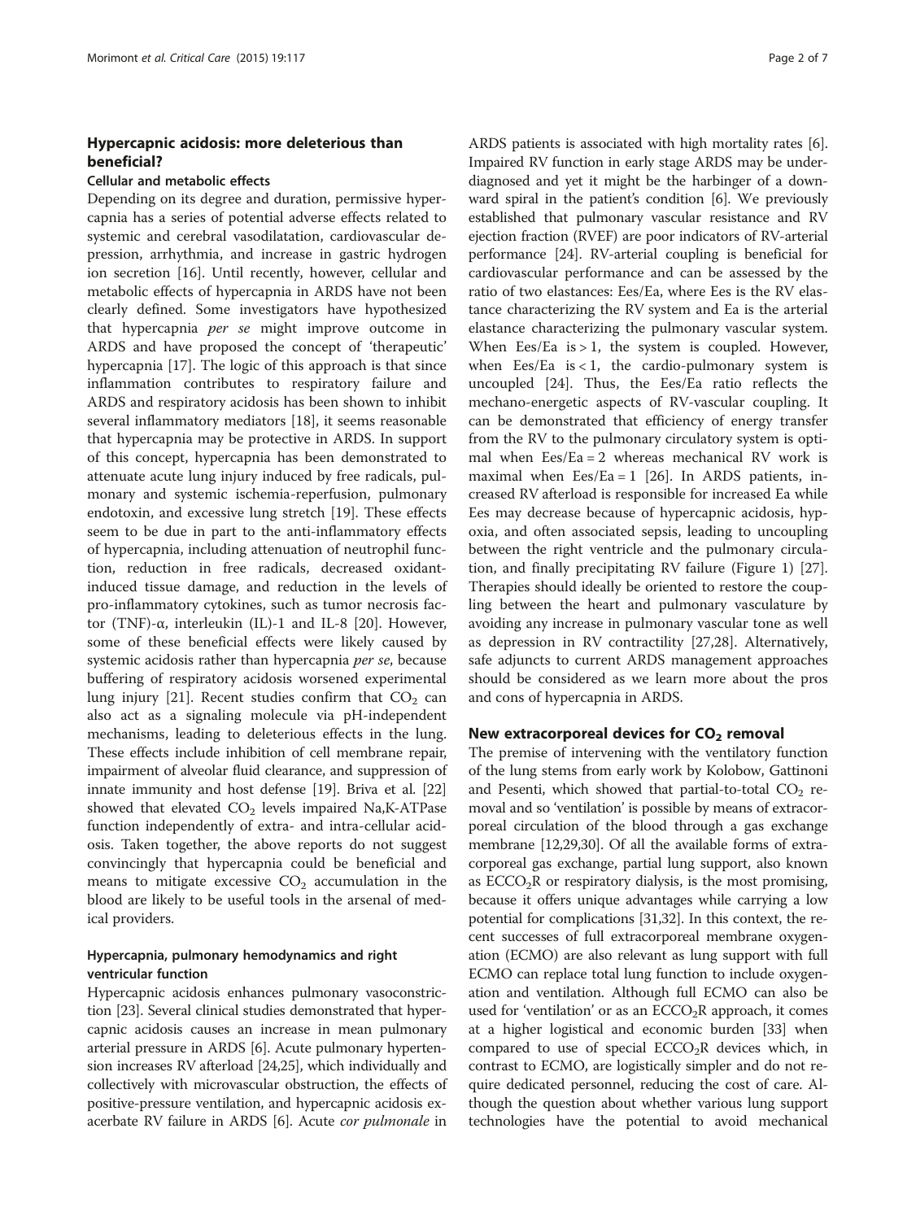## Hypercapnic acidosis: more deleterious than beneficial?

### Cellular and metabolic effects

Depending on its degree and duration, permissive hypercapnia has a series of potential adverse effects related to systemic and cerebral vasodilatation, cardiovascular depression, arrhythmia, and increase in gastric hydrogen ion secretion [16]. Until recently, however, cellular and metabolic effects of hypercapnia in ARDS have not been clearly defined. Some investigators have hypothesized that hypercapnia *per se* might improve outcome in ARDS and have proposed the concept of 'therapeutic' hypercapnia [17]. The logic of this approach is that since inflammation contributes to respiratory failure and ARDS and respiratory acidosis has been shown to inhibit several inflammatory mediators [18], it seems reasonable that hypercapnia may be protective in ARDS. In support of this concept, hypercapnia has been demonstrated to attenuate acute lung injury induced by free radicals, pulmonary and systemic ischemia-reperfusion, pulmonary endotoxin, and excessive lung stretch [19]. These effects seem to be due in part to the anti-inflammatory effects of hypercapnia, including attenuation of neutrophil function, reduction in free radicals, decreased oxidant-induced tissue damage, and reduction in the levels of pro-inflammatory cytokines, such as tumor necrosis factor (TNF)-α, interleukin (IL)-1 and IL-8 [20]. However, some of these beneficial effects were likely caused by systemic acidosis rather than hypercapnia *per se*, because buffering of respiratory acidosis worsened experimental lung injury [21]. Recent studies confirm that $CO_2$ can also act as a signaling molecule via pH-independent mechanisms, leading to deleterious effects in the lung. These effects include inhibition of cell membrane repair, impairment of alveolar fluid clearance, and suppression of innate immunity and host defense [19]. Briva et al. [22] showed that elevated $CO_2$ levels impaired Na,K-ATPase function independently of extra- and intra-cellular acidosis. Taken together, the above reports do not suggest convincingly that hypercapnia could be beneficial and means to mitigate excessive $CO_2$ accumulation in the blood are likely to be useful tools in the arsenal of medical providers.

### Hypercapnia, pulmonary hemodynamics and right ventricular function

Hypercapnic acidosis enhances pulmonary vasoconstriction [23]. Several clinical studies demonstrated that hypercapnic acidosis causes an increase in mean pulmonary arterial pressure in ARDS [6]. Acute pulmonary hypertension increases RV afterload [24,25], which individually and collectively with microvascular obstruction, the effects of positive-pressure ventilation, and hypercapnic acidosis exacerbate RV failure in ARDS [6]. Acute *cor pulmonale* in ARDS patients is associated with high mortality rates [6]. Impaired RV function in early stage ARDS may be underdiagnosed and yet it might be the harbinger of a downward spiral in the patient's condition [6]. We previously established that pulmonary vascular resistance and RV ejection fraction (RVEF) are poor indicators of RV-arterial performance [24]. RV-arterial coupling is beneficial for cardiovascular performance and can be assessed by the ratio of two elastances: Ees/Ea, where Ees is the RV elastance characterizing the RV system and Ea is the arterial elastance characterizing the pulmonary vascular system. When Ees/Ea is > 1, the system is coupled. However, when Ees/Ea is < 1, the cardio-pulmonary system is uncoupled [24]. Thus, the Ees/Ea ratio reflects the mechano-energetic aspects of RV-vascular coupling. It can be demonstrated that efficiency of energy transfer from the RV to the pulmonary circulatory system is optimal when Ees/Ea = 2 whereas mechanical RV work is maximal when Ees/Ea = 1 [26]. In ARDS patients, increased RV afterload is responsible for increased Ea while Ees may decrease because of hypercapnic acidosis, hypoxia, and often associated sepsis, leading to uncoupling between the right ventricle and the pulmonary circulation, and finally precipitating RV failure (Figure 1) [27]. Therapies should ideally be oriented to restore the coupling between the heart and pulmonary vasculature by avoiding any increase in pulmonary vascular tone as well as depression in RV contractility [27,28]. Alternatively, safe adjuncts to current ARDS management approaches should be considered as we learn more about the pros and cons of hypercapnia in ARDS.

## New extracorporeal devices for $CO_2$ removal

The premise of intervening with the ventilatory function of the lung stems from early work by Kolobow, Gattinoni and Pesenti, which showed that partial-to-total $CO_2$ removal and so 'ventilation' is possible by means of extracorporeal circulation of the blood through a gas exchange membrane [12,29,30]. Of all the available forms of extracorporeal gas exchange, partial lung support, also known as $ECCO_2R$ or respiratory dialysis, is the most promising, because it offers unique advantages while carrying a low potential for complications [31,32]. In this context, the recent successes of full extracorporeal membrane oxygenation (ECMO) are also relevant as lung support with full ECMO can replace total lung function to include oxygenation and ventilation. Although full ECMO can also be used for 'ventilation' or as an $ECCO_2R$ approach, it comes at a higher logistical and economic burden [33] when compared to use of special $ECCO_2R$ devices which, in contrast to ECMO, are logistically simpler and do not require dedicated personnel, reducing the cost of care. Although the question about whether various lung support technologies have the potential to avoid mechanical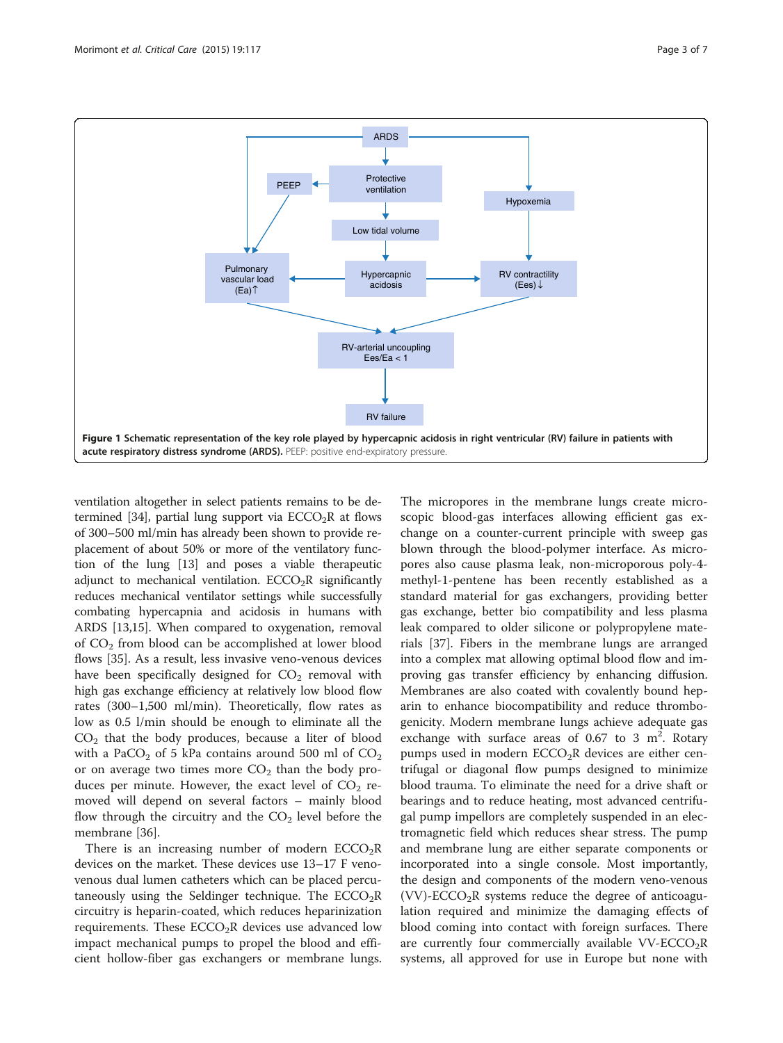**Figure 1 Schematic representation of the key role played by hypercapnic acidosis in right ventricular (RV) failure in patients with acute respiratory distress syndrome (ARDS).** PEEP: positive end-expiratory pressure.

ventilation altogether in select patients remains to be determined [34], partial lung support via $ECCO_2R$ at flows of 300–500 ml/min has already been shown to provide replacement of about 50% or more of the ventilatory function of the lung [13] and poses a viable therapeutic adjunct to mechanical ventilation. $ECCO_2R$ significantly reduces mechanical ventilator settings while successfully combating hypercapnia and acidosis in humans with ARDS [13,15]. When compared to oxygenation, removal of $CO_2$ from blood can be accomplished at lower blood flows [35]. As a result, less invasive veno-venous devices have been specifically designed for $CO_2$ removal with high gas exchange efficiency at relatively low blood flow rates (300–1,500 ml/min). Theoretically, flow rates as low as 0.5 l/min should be enough to eliminate all the $CO_2$ that the body produces, because a liter of blood with a $PaCO_2$ of 5 kPa contains around 500 ml of $CO_2$ or on average two times more $CO_2$ than the body produces per minute. However, the exact level of $CO_2$ removed will depend on several factors – mainly blood flow through the circuitry and the $CO_2$ level before the membrane [36].

There is an increasing number of modern $ECCO_2R$ devices on the market. These devices use 13–17 F veno-venous dual lumen catheters which can be placed percutaneously using the Seldinger technique. The $ECCO_2R$ circuitry is heparin-coated, which reduces heparinization requirements. These $ECCO_2R$ devices use advanced low impact mechanical pumps to propel the blood and efficient hollow-fiber gas exchangers or membrane lungs. The micropores in the membrane lungs create microscopic blood-gas interfaces allowing efficient gas exchange on a counter-current principle with sweep gas blown through the blood-polymer interface. As micropores also cause plasma leak, non-microporous poly-4-methyl-1-pentene has been recently established as a standard material for gas exchangers, providing better gas exchange, better bio compatibility and less plasma leak compared to older silicone or polypropylene materials [37]. Fibers in the membrane lungs are arranged into a complex mat allowing optimal blood flow and improving gas transfer efficiency by enhancing diffusion. Membranes are also coated with covalently bound heparin to enhance biocompatibility and reduce thrombogenicity. Modern membrane lungs achieve adequate gas exchange with surface areas of 0.67 to 3 $m^2$. Rotary pumps used in modern $ECCO_2R$ devices are either centrifugal or diagonal flow pumps designed to minimize blood trauma. To eliminate the need for a drive shaft or bearings and to reduce heating, most advanced centrifugal pump impellors are completely suspended in an electromagnetic field which reduces shear stress. The pump and membrane lung are either separate components or incorporated into a single console. Most importantly, the design and components of the modern veno-venous (VV)-$ECCO_2R$ systems reduce the degree of anticoagulation required and minimize the damaging effects of blood coming into contact with foreign surfaces. There are currently four commercially available VV-$ECCO_2R$ systems, all approved for use in Europe but none with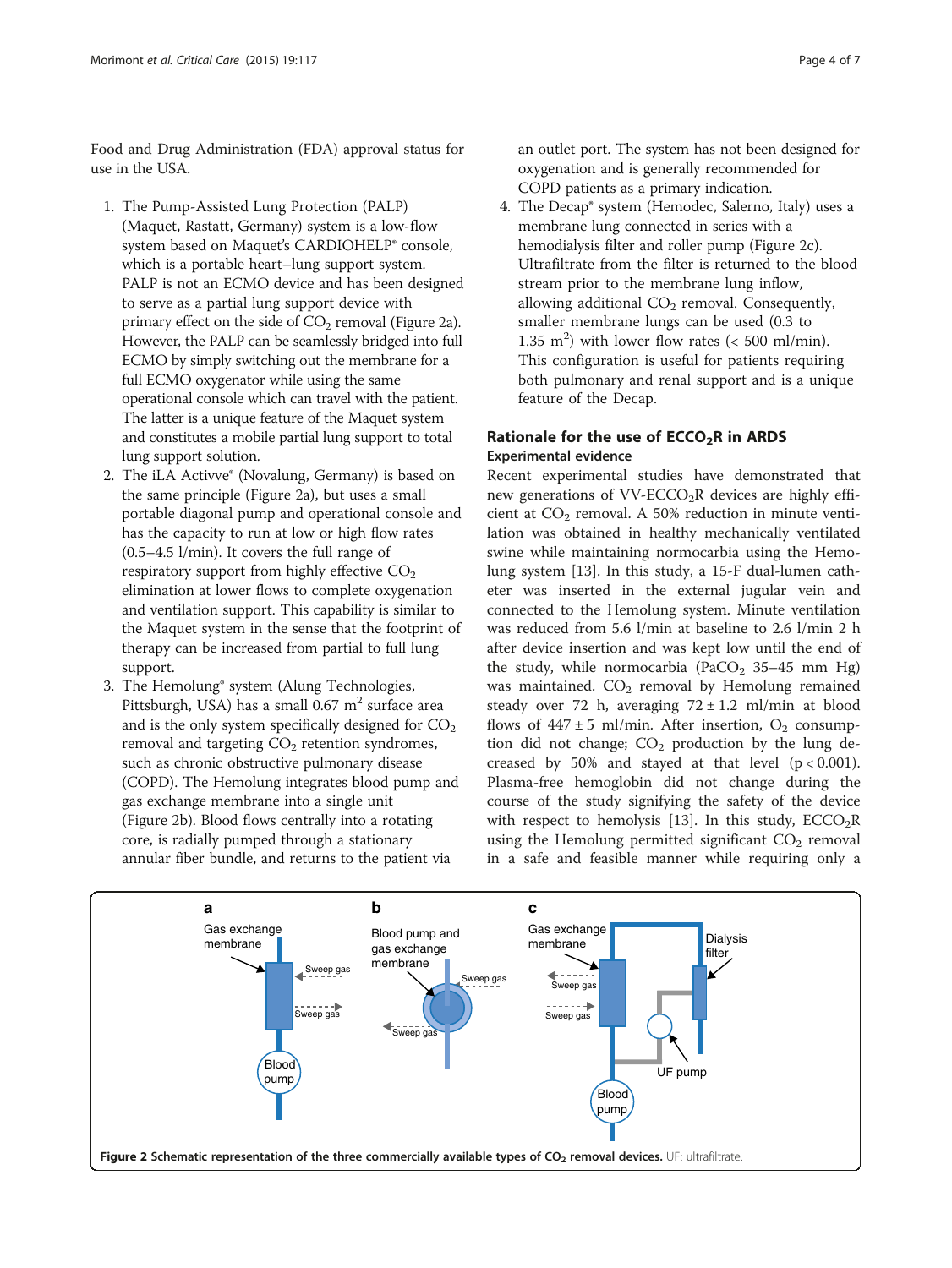Food and Drug Administration (FDA) approval status for use in the USA.

1. The Pump-Assisted Lung Protection (PALP) (Maquet, Rastatt, Germany) system is a low-flow system based on Maquet's CARDIOHELP® console, which is a portable heart–lung support system. PALP is not an ECMO device and has been designed to serve as a partial lung support device with primary effect on the side of $CO_2$ removal (Figure 2a). However, the PALP can be seamlessly bridged into full ECMO by simply switching out the membrane for a full ECMO oxygenator while using the same operational console which can travel with the patient. The latter is a unique feature of the Maquet system and constitutes a mobile partial lung support to total lung support solution.
2. The iLA Activve® (Novalung, Germany) is based on the same principle (Figure 2a), but uses a small portable diagonal pump and operational console and has the capacity to run at low or high flow rates (0.5–4.5 l/min). It covers the full range of respiratory support from highly effective $CO_2$ elimination at lower flows to complete oxygenation and ventilation support. This capability is similar to the Maquet system in the sense that the footprint of therapy can be increased from partial to full lung support.
3. The Hemolung® system (Alung Technologies, Pittsburgh, USA) has a small 0.67 $m^2$ surface area and is the only system specifically designed for $CO_2$ removal and targeting $CO_2$ retention syndromes, such as chronic obstructive pulmonary disease (COPD). The Hemolung integrates blood pump and gas exchange membrane into a single unit (Figure 2b). Blood flows centrally into a rotating core, is radially pumped through a stationary annular fiber bundle, and returns to the patient via an outlet port. The system has not been designed for oxygenation and is generally recommended for COPD patients as a primary indication.
4. The Decap® system (Hemodec, Salerno, Italy) uses a membrane lung connected in series with a hemodialysis filter and roller pump (Figure 2c). Ultrafiltrate from the filter is returned to the blood stream prior to the membrane lung inflow, allowing additional $CO_2$ removal. Consequently, smaller membrane lungs can be used (0.3 to 1.35 $m^2$) with lower flow rates (< 500 ml/min). This configuration is useful for patients requiring both pulmonary and renal support and is a unique feature of the Decap.

## Rationale for the use of $ECCO_2R$ in ARDS

### Experimental evidence

Recent experimental studies have demonstrated that new generations of VV-$ECCO_2R$ devices are highly efficient at $CO_2$ removal. A 50% reduction in minute ventilation was obtained in healthy mechanically ventilated swine while maintaining normocarbia using the Hemolung system [13]. In this study, a 15-F dual-lumen catheter was inserted in the external jugular vein and connected to the Hemolung system. Minute ventilation was reduced from 5.6 l/min at baseline to 2.6 l/min 2 h after device insertion and was kept low until the end of the study, while normocarbia ($PaCO_2$ 35–45 mm Hg) was maintained. $CO_2$ removal by Hemolung remained steady over 72 h, averaging $72 \pm 1.2$ ml/min at blood flows of $447 \pm 5$ ml/min. After insertion, $O_2$ consumption did not change; $CO_2$ production by the lung decreased by 50% and stayed at that level ($p < 0.001$). Plasma-free hemoglobin did not change during the course of the study signifying the safety of the device with respect to hemolysis [13]. In this study, $ECCO_2R$ using the Hemolung permitted significant $CO_2$ removal in a safe and feasible manner while requiring only a

**Figure 2 Schematic representation of the three commercially available types of $CO_2$ removal devices.** UF: ultrafiltrate.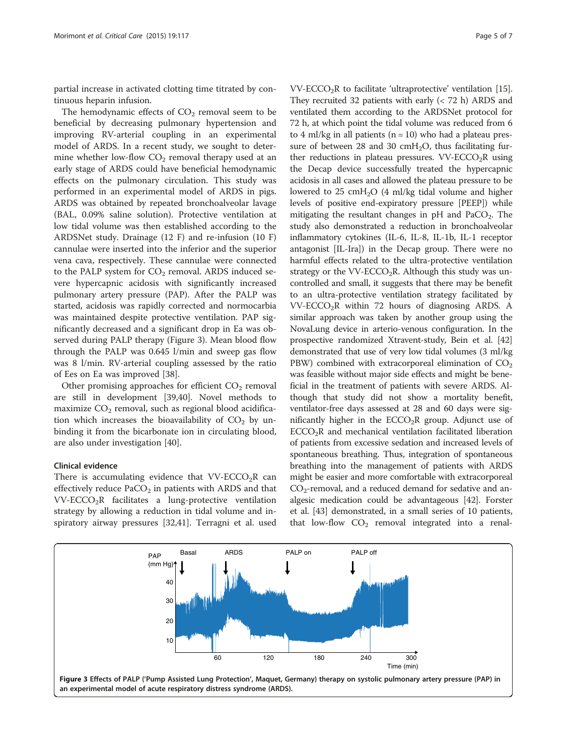partial increase in activated clotting time titrated by continuous heparin infusion.

The hemodynamic effects of $CO_2$ removal seem to be beneficial by decreasing pulmonary hypertension and improving RV-arterial coupling in an experimental model of ARDS. In a recent study, we sought to determine whether low-flow $CO_2$ removal therapy used at an early stage of ARDS could have beneficial hemodynamic effects on the pulmonary circulation. This study was performed in an experimental model of ARDS in pigs. ARDS was obtained by repeated bronchoalveolar lavage (BAL, 0.09% saline solution). Protective ventilation at low tidal volume was then established according to the ARDSNet study. Drainage (12 F) and re-infusion (10 F) cannulae were inserted into the inferior and the superior vena cava, respectively. These cannulae were connected to the PALP system for $CO_2$ removal. ARDS induced severe hypercapnic acidosis with significantly increased pulmonary artery pressure (PAP). After the PALP was started, acidosis was rapidly corrected and normocarbia was maintained despite protective ventilation. PAP significantly decreased and a significant drop in Ea was observed during PALP therapy (Figure 3). Mean blood flow through the PALP was 0.645 l/min and sweep gas flow was 8 l/min. RV-arterial coupling assessed by the ratio of Ees on Ea was improved [38].

Other promising approaches for efficient $CO_2$ removal are still in development [39,40]. Novel methods to maximize $CO_2$ removal, such as regional blood acidification which increases the bioavailability of $CO_2$ by unbinding it from the bicarbonate ion in circulating blood, are also under investigation [40].

### Clinical evidence

There is accumulating evidence that VV-$ECCO_2R$ can effectively reduce $PaCO_2$ in patients with ARDS and that VV-$ECCO_2R$ facilitates a lung-protective ventilation strategy by allowing a reduction in tidal volume and inspiratory airway pressures [32,41]. Terragni et al. used VV-$ECCO_2R$ to facilitate 'ultraprotective' ventilation [15]. They recruited 32 patients with early (< 72 h) ARDS and ventilated them according to the ARDSNet protocol for 72 h, at which point the tidal volume was reduced from 6 to 4 ml/kg in all patients (n = 10) who had a plateau pressure of between 28 and 30 $cmH_2O$, thus facilitating further reductions in plateau pressures. VV-$ECCO_2R$ using the Decap device successfully treated the hypercapnic acidosis in all cases and allowed the plateau pressure to be lowered to 25 $cmH_2O$ (4 ml/kg tidal volume and higher levels of positive end-expiratory pressure [PEEP]) while mitigating the resultant changes in pH and $PaCO_2$. The study also demonstrated a reduction in bronchoalveolar inflammatory cytokines (IL-6, IL-8, IL-1b, IL-1 receptor antagonist [IL-Ira]) in the Decap group. There were no harmful effects related to the ultra-protective ventilation strategy or the VV-$ECCO_2R$. Although this study was uncontrolled and small, it suggests that there may be benefit to an ultra-protective ventilation strategy facilitated by VV-$ECCO_2R$ within 72 hours of diagnosing ARDS. A similar approach was taken by another group using the NovaLung device in arterio-venous configuration. In the prospective randomized Xtravent-study, Bein et al. [42] demonstrated that use of very low tidal volumes (3 ml/kg PBW) combined with extracorporeal elimination of $CO_2$ was feasible without major side effects and might be beneficial in the treatment of patients with severe ARDS. Although that study did not show a mortality benefit, ventilator-free days assessed at 28 and 60 days were significantly higher in the $ECCO_2R$ group. Adjunct use of $ECCO_2R$ and mechanical ventilation facilitated liberation of patients from excessive sedation and increased levels of spontaneous breathing. Thus, integration of spontaneous breathing into the management of patients with ARDS might be easier and more comfortable with extracorporeal $CO_2$-removal, and a reduced demand for sedative and analgesic medication could be advantageous [42]. Forster et al. [43] demonstrated, in a small series of 10 patients, that low-flow $CO_2$ removal integrated into a renal-

**Figure 3** Effects of PALP ('Pump Assisted Lung Protection', Maquet, Germany) therapy on systolic pulmonary artery pressure (PAP) in an experimental model of acute respiratory distress syndrome (ARDS).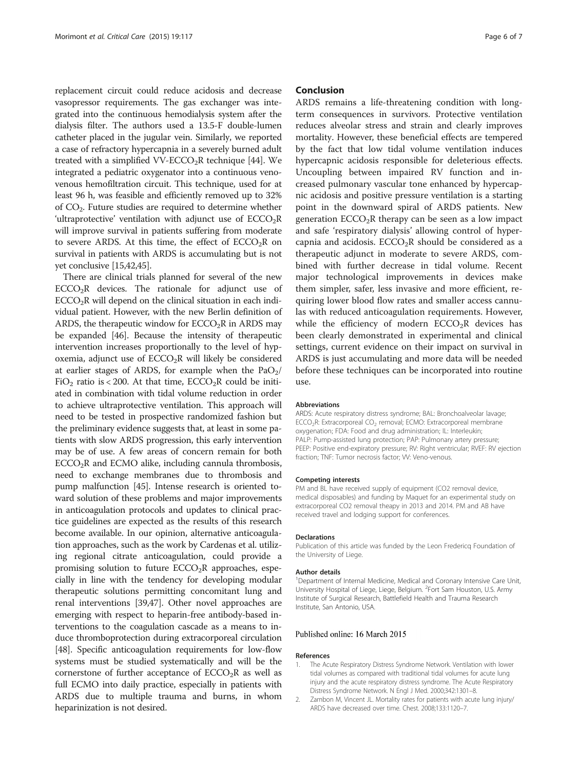replacement circuit could reduce acidosis and decrease vasopressor requirements. The gas exchanger was integrated into the continuous hemodialysis system after the dialysis filter. The authors used a 13.5-F double-lumen catheter placed in the jugular vein. Similarly, we reported a case of refractory hypercapnia in a severely burned adult treated with a simplified VV-$ECCO_2R$ technique [44]. We integrated a pediatric oxygenator into a continuous venovenous hemofiltration circuit. This technique, used for at least 96 h, was feasible and efficiently removed up to 32% of $CO_2$. Future studies are required to determine whether 'ultraprotective' ventilation with adjunct use of $ECCO_2R$ will improve survival in patients suffering from moderate to severe ARDS. At this time, the effect of $ECCO_2R$ on survival in patients with ARDS is accumulating but is not yet conclusive [15,42,45].

There are clinical trials planned for several of the new $ECCO_2R$ devices. The rationale for adjunct use of $ECCO_2R$ will depend on the clinical situation in each individual patient. However, with the new Berlin definition of ARDS, the therapeutic window for $ECCO_2R$ in ARDS may be expanded [46]. Because the intensity of therapeutic intervention increases proportionally to the level of hypoxemia, adjunct use of $ECCO_2R$ will likely be considered at earlier stages of ARDS, for example when the $PaO_2/FiO_2$ ratio is < 200. At that time, $ECCO_2R$ could be initiated in combination with tidal volume reduction in order to achieve ultraprotective ventilation. This approach will need to be tested in prospective randomized fashion but the preliminary evidence suggests that, at least in some patients with slow ARDS progression, this early intervention may be of use. A few areas of concern remain for both $ECCO_2R$ and ECMO alike, including cannula thrombosis, need to exchange membranes due to thrombosis and pump malfunction [45]. Intense research is oriented toward solution of these problems and major improvements in anticoagulation protocols and updates to clinical practice guidelines are expected as the results of this research become available. In our opinion, alternative anticoagulation approaches, such as the work by Cardenas et al. utilizing regional citrate anticoagulation, could provide a promising solution to future $ECCO_2R$ approaches, especially in line with the tendency for developing modular therapeutic solutions permitting concomitant lung and renal interventions [39,47]. Other novel approaches are emerging with respect to heparin-free antibody-based interventions to the coagulation cascade as a means to induce thromboprotection during extracorporeal circulation [48]. Specific anticoagulation requirements for low-flow systems must be studied systematically and will be the cornerstone of further acceptance of $ECCO_2R$ as well as full ECMO into daily practice, especially in patients with ARDS due to multiple trauma and burns, in whom heparinization is not desired.

## Conclusion

ARDS remains a life-threatening condition with long-term consequences in survivors. Protective ventilation reduces alveolar stress and strain and clearly improves mortality. However, these beneficial effects are tempered by the fact that low tidal volume ventilation induces hypercapnic acidosis responsible for deleterious effects. Uncoupling between impaired RV function and increased pulmonary vascular tone enhanced by hypercapnic acidosis and positive pressure ventilation is a starting point in the downward spiral of ARDS patients. New generation $ECCO_2R$ therapy can be seen as a low impact and safe 'respiratory dialysis' allowing control of hypercapnia and acidosis. $ECCO_2R$ should be considered as a therapeutic adjunct in moderate to severe ARDS, combined with further decrease in tidal volume. Recent major technological improvements in devices make them simpler, safer, less invasive and more efficient, requiring lower blood flow rates and smaller access cannulas with reduced anticoagulation requirements. However, while the efficiency of modern $ECCO_2R$ devices has been clearly demonstrated in experimental and clinical settings, current evidence on their impact on survival in ARDS is just accumulating and more data will be needed before these techniques can be incorporated into routine use.

#### Abbreviations

ARDS: Acute respiratory distress syndrome; BAL: Bronchoalveolar lavage; $ECCO_2R$: Extracorporeal $CO_2$ removal; ECMO: Extracorporeal membrane oxygenation; FDA: Food and drug administration; IL: Interleukin; PALP: Pump-assisted lung protection; PAP: Pulmonary artery pressure; PEEP: Positive end-expiratory pressure; RV: Right ventricular; RVEF: RV ejection fraction; TNF: Tumor necrosis factor; VV: Veno-venous.

#### Competing interests

PM and BL have received supply of equipment (CO2 removal device, medical disposables) and funding by Maquet for an experimental study on extracorporeal CO2 removal theapy in 2013 and 2014. PM and AB have received travel and lodging support for conferences.

#### Declarations

Publication of this article was funded by the Leon Fredericq Foundation of the University of Liege.

#### Author details

[1]Department of Internal Medicine, Medical and Coronary Intensive Care Unit, University Hospital of Liege, Liege, Belgium. [2]Fort Sam Houston, U.S. Army Institute of Surgical Research, Battlefield Health and Trauma Research Institute, San Antonio, USA.

Published online: 16 March 2015

#### References

1. The Acute Respiratory Distress Syndrome Network. Ventilation with lower tidal volumes as compared with traditional tidal volumes for acute lung injury and the acute respiratory distress syndrome. The Acute Respiratory Distress Syndrome Network. N Engl J Med. 2000;342:1301–8.
2. Zambon M, Vincent JL. Mortality rates for patients with acute lung injury/ARDS have decreased over time. Chest. 2008;133:1120–7.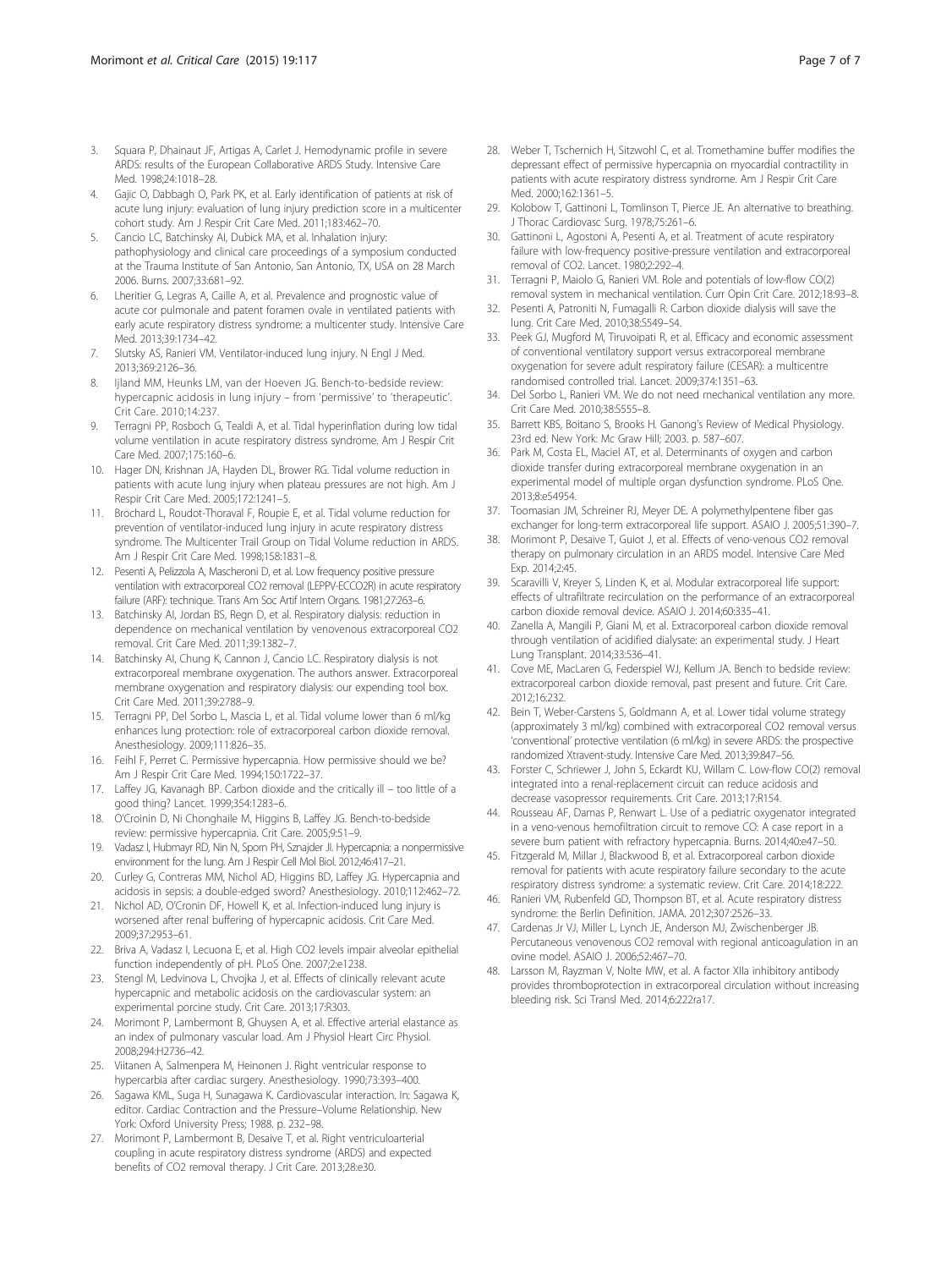3. Squara P, Dhainaut JF, Artigas A, Carlet J. Hemodynamic profile in severe ARDS: results of the European Collaborative ARDS Study. Intensive Care Med. 1998;24:1018–28.
4. Gajic O, Dabbagh O, Park PK, et al. Early identification of patients at risk of acute lung injury: evaluation of lung injury prediction score in a multicenter cohort study. Am J Respir Crit Care Med. 2011;183:462–70.
5. Cancio LC, Batchinsky AI, Dubick MA, et al. Inhalation injury: pathophysiology and clinical care proceedings of a symposium conducted at the Trauma Institute of San Antonio, San Antonio, TX, USA on 28 March 2006. Burns. 2007;33:681–92.
6. Lheritier G, Legras A, Caille A, et al. Prevalence and prognostic value of acute cor pulmonale and patent foramen ovale in ventilated patients with early acute respiratory distress syndrome: a multicenter study. Intensive Care Med. 2013;39:1734–42.
7. Slutsky AS, Ranieri VM. Ventilator-induced lung injury. N Engl J Med. 2013;369:2126–36.
8. Ijland MM, Heunks LM, van der Hoeven JG. Bench-to-bedside review: hypercapnic acidosis in lung injury – from 'permissive' to 'therapeutic'. Crit Care. 2010;14:237.
9. Terragni PP, Rosboch G, Tealdi A, et al. Tidal hyperinflation during low tidal volume ventilation in acute respiratory distress syndrome. Am J Respir Crit Care Med. 2007;175:160–6.
10. Hager DN, Krishnan JA, Hayden DL, Brower RG. Tidal volume reduction in patients with acute lung injury when plateau pressures are not high. Am J Respir Crit Care Med. 2005;172:1241–5.
11. Brochard L, Roudot-Thoraval F, Roupie E, et al. Tidal volume reduction for prevention of ventilator-induced lung injury in acute respiratory distress syndrome. The Multicenter Trail Group on Tidal Volume reduction in ARDS. Am J Respir Crit Care Med. 1998;158:1831–8.
12. Pesenti A, Pelizzola A, Mascheroni D, et al. Low frequency positive pressure ventilation with extracorporeal CO2 removal (LFPPV-ECCO2R) in acute respiratory failure (ARF): technique. Trans Am Soc Artif Intern Organs. 1981;27:263–6.
13. Batchinsky AI, Jordan BS, Regn D, et al. Respiratory dialysis: reduction in dependence on mechanical ventilation by venovenous extracorporeal CO2 removal. Crit Care Med. 2011;39:1382–7.
14. Batchinsky AI, Chung K, Cannon J, Cancio LC. Respiratory dialysis is not extracorporeal membrane oxygenation. The authors answer. Extracorporeal membrane oxygenation and respiratory dialysis: our expending tool box. Crit Care Med. 2011;39:2788–9.
15. Terragni PP, Del Sorbo L, Mascia L, et al. Tidal volume lower than 6 ml/kg enhances lung protection: role of extracorporeal carbon dioxide removal. Anesthesiology. 2009;111:826–35.
16. Feihl F, Perret C. Permissive hypercapnia. How permissive should we be? Am J Respir Crit Care Med. 1994;150:1722–37.
17. Laffey JG, Kavanagh BP. Carbon dioxide and the critically ill – too little of a good thing? Lancet. 1999;354:1283–6.
18. O'Croinin D, Ni Chonghaile M, Higgins B, Laffey JG. Bench-to-bedside review: permissive hypercapnia. Crit Care. 2005;9:51–9.
19. Vadasz I, Hubmayr RD, Nin N, Sporn PH, Sznajder JI. Hypercapnia: a nonpermissive environment for the lung. Am J Respir Cell Mol Biol. 2012;46:417–21.
20. Curley G, Contreras MM, Nichol AD, Higgins BD, Laffey JG. Hypercapnia and acidosis in sepsis: a double-edged sword? Anesthesiology. 2010;112:462–72.
21. Nichol AD, O'Cronin DF, Howell K, et al. Infection-induced lung injury is worsened after renal buffering of hypercapnic acidosis. Crit Care Med. 2009;37:2953–61.
22. Briva A, Vadasz I, Lecuona E, et al. High CO2 levels impair alveolar epithelial function independently of pH. PLoS One. 2007;2:e1238.
23. Stengl M, Ledvinova L, Chvojka J, et al. Effects of clinically relevant acute hypercapnic and metabolic acidosis on the cardiovascular system: an experimental porcine study. Crit Care. 2013;17:R303.
24. Morimont P, Lambermont B, Ghuysen A, et al. Effective arterial elastance as an index of pulmonary vascular load. Am J Physiol Heart Circ Physiol. 2008;294:H2736–42.
25. Viitanen A, Salmenpera M, Heinonen J. Right ventricular response to hypercarbia after cardiac surgery. Anesthesiology. 1990;73:393–400.
26. Sagawa KML, Suga H, Sunagawa K. Cardiovascular interaction. In: Sagawa K, editor. Cardiac Contraction and the Pressure–Volume Relationship. New York: Oxford University Press; 1988. p. 232–98.
27. Morimont P, Lambermont B, Desaive T, et al. Right ventriculoarterial coupling in acute respiratory distress syndrome (ARDS) and expected benefits of CO2 removal therapy. J Crit Care. 2013;28:e30.
28. Weber T, Tschernich H, Sitzwohl C, et al. Tromethamine buffer modifies the depressant effect of permissive hypercapnia on myocardial contractility in patients with acute respiratory distress syndrome. Am J Respir Crit Care Med. 2000;162:1361–5.
29. Kolobow T, Gattinoni L, Tomlinson T, Pierce JE. An alternative to breathing. J Thorac Cardiovasc Surg. 1978;75:261–6.
30. Gattinoni L, Agostoni A, Pesenti A, et al. Treatment of acute respiratory failure with low-frequency positive-pressure ventilation and extracorporeal removal of CO2. Lancet. 1980;2:292–4.
31. Terragni P, Maiolo G, Ranieri VM. Role and potentials of low-flow CO(2) removal system in mechanical ventilation. Curr Opin Crit Care. 2012;18:93–8.
32. Pesenti A, Patroniti N, Fumagalli R. Carbon dioxide dialysis will save the lung. Crit Care Med. 2010;38:S549–54.
33. Peek GJ, Mugford M, Tiruvoipati R, et al. Efficacy and economic assessment of conventional ventilatory support versus extracorporeal membrane oxygenation for severe adult respiratory failure (CESAR): a multicentre randomised controlled trial. Lancet. 2009;374:1351–63.
34. Del Sorbo L, Ranieri VM. We do not need mechanical ventilation any more. Crit Care Med. 2010;38:S555–8.
35. Barrett KBS, Boitano S, Brooks H. Ganong's Review of Medical Physiology. 23rd ed. New York: Mc Graw Hill; 2003. p. 587–607.
36. Park M, Costa EL, Maciel AT, et al. Determinants of oxygen and carbon dioxide transfer during extracorporeal membrane oxygenation in an experimental model of multiple organ dysfunction syndrome. PLoS One. 2013;8:e54954.
37. Toomasian JM, Schreiner RJ, Meyer DE. A polymethylpentene fiber gas exchanger for long-term extracorporeal life support. ASAIO J. 2005;51:390–7.
38. Morimont P, Desaive T, Guiot J, et al. Effects of veno-venous CO2 removal therapy on pulmonary circulation in an ARDS model. Intensive Care Med Exp. 2014;2:45.
39. Scaravilli V, Kreyer S, Linden K, et al. Modular extracorporeal life support: effects of ultrafiltrate recirculation on the performance of an extracorporeal carbon dioxide removal device. ASAIO J. 2014;60:335–41.
40. Zanella A, Mangili P, Giani M, et al. Extracorporeal carbon dioxide removal through ventilation of acidified dialysate: an experimental study. J Heart Lung Transplant. 2014;33:536–41.
41. Cove ME, MacLaren G, Federspiel WJ, Kellum JA. Bench to bedside review: extracorporeal carbon dioxide removal, past present and future. Crit Care. 2012;16:232.
42. Bein T, Weber-Carstens S, Goldmann A, et al. Lower tidal volume strategy (approximately 3 ml/kg) combined with extracorporeal CO2 removal versus 'conventional' protective ventilation (6 ml/kg) in severe ARDS: the prospective randomized Xtravent-study. Intensive Care Med. 2013;39:847–56.
43. Forster C, Schriewer J, John S, Eckardt KU, Willam C. Low-flow CO(2) removal integrated into a renal-replacement circuit can reduce acidosis and decrease vasopressor requirements. Crit Care. 2013;17:R154.
44. Rousseau AF, Damas P, Renwart L. Use of a pediatric oxygenator integrated in a veno-venous hemofiltration circuit to remove CO: A case report in a severe burn patient with refractory hypercapnia. Burns. 2014;40:e47–50.
45. Fitzgerald M, Millar J, Blackwood B, et al. Extracorporeal carbon dioxide removal for patients with acute respiratory failure secondary to the acute respiratory distress syndrome: a systematic review. Crit Care. 2014;18:222.
46. Ranieri VM, Rubenfeld GD, Thompson BT, et al. Acute respiratory distress syndrome: the Berlin Definition. JAMA. 2012;307:2526–33.
47. Cardenas Jr VJ, Miller L, Lynch JE, Anderson MJ, Zwischenberger JB. Percutaneous venovenous CO2 removal with regional anticoagulation in an ovine model. ASAIO J. 2006;52:467–70.
48. Larsson M, Rayzman V, Nolte MW, et al. A factor XIIa inhibitory antibody provides thromboprotection in extracorporeal circulation without increasing bleeding risk. Sci Transl Med. 2014;6:222ra17.